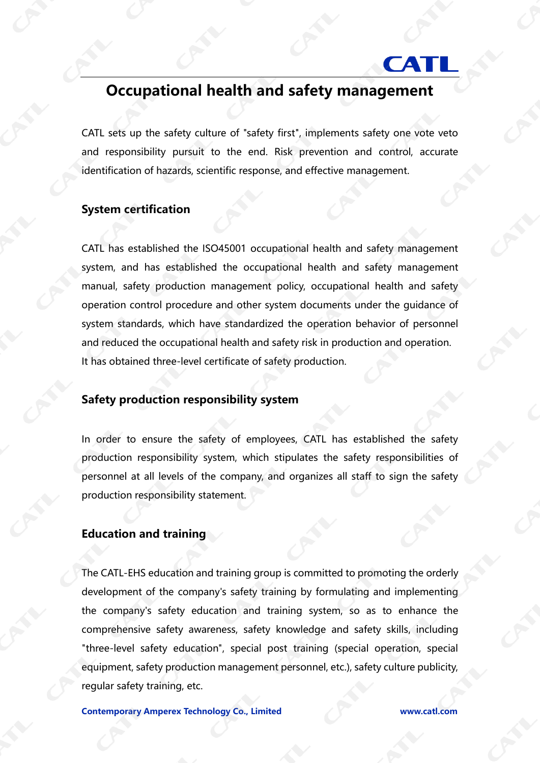# Occupational health and safety management

CATL sets up the safety culture of "safety first", implements safety one vote veto and responsibility pursuit to the end. Risk prevention and control, accurate identification of hazards, scientific response, and effective management.

## System certification

CATL has established the ISO45001 occupational health and safety management system, and has established the occupational health and safety management manual, safety production management policy, occupational health and safety operation control procedure and other system documents under the guidance of system standards, which have standardized the operation behavior of personnel and reduced the occupational health and safety risk in production and operation.
It has obtained three-level certificate of safety production.

## Safety production responsibility system

In order to ensure the safety of employees, CATL has established the safety production responsibility system, which stipulates the safety responsibilities of personnel at all levels of the company, and organizes all staff to sign the safety production responsibility statement.

## Education and training

The CATL-EHS education and training group is committed to promoting the orderly development of the company's safety training by formulating and implementing the company's safety education and training system, so as to enhance the comprehensive safety awareness, safety knowledge and safety skills, including "three-level safety education", special post training (special operation, special equipment, safety production management personnel, etc.), safety culture publicity, regular safety training, etc.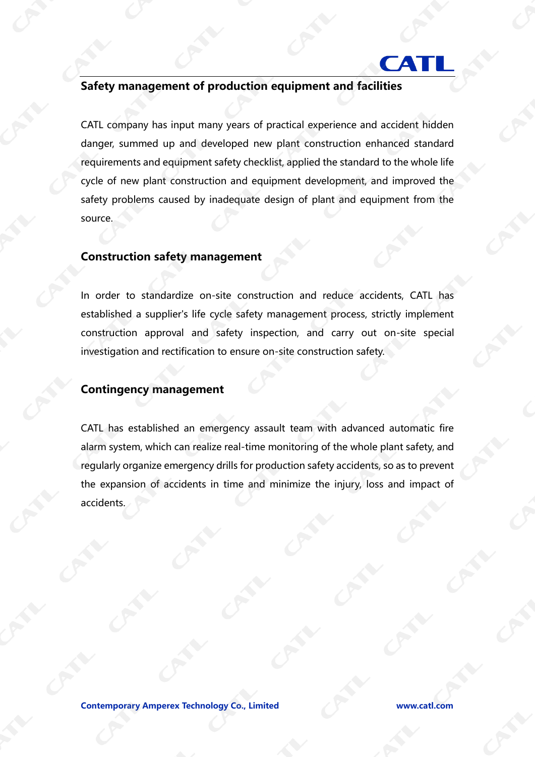## Safety management of production equipment and facilities

CATL company has input many years of practical experience and accident hidden danger, summed up and developed new plant construction enhanced standard requirements and equipment safety checklist, applied the standard to the whole life cycle of new plant construction and equipment development, and improved the safety problems caused by inadequate design of plant and equipment from the source.

## Construction safety management

In order to standardize on-site construction and reduce accidents, CATL has established a supplier's life cycle safety management process, strictly implement construction approval and safety inspection, and carry out on-site special investigation and rectification to ensure on-site construction safety.

## Contingency management

CATL has established an emergency assault team with advanced automatic fire alarm system, which can realize real-time monitoring of the whole plant safety, and regularly organize emergency drills for production safety accidents, so as to prevent the expansion of accidents in time and minimize the injury, loss and impact of accidents.